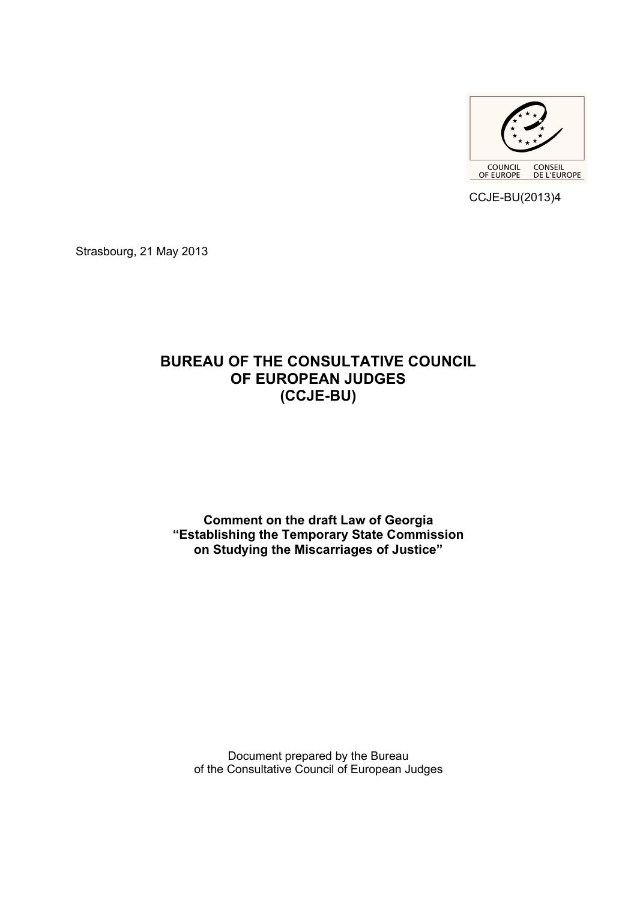CCJE-BU(2013)4

Strasbourg, 21 May 2013

# BUREAU OF THE CONSULTATIVE COUNCIL OF EUROPEAN JUDGES (CCJE-BU)

**Comment on the draft Law of Georgia “Establishing the Temporary State Commission on Studying the Miscarriages of Justice”**

Document prepared by the Bureau of the Consultative Council of European Judges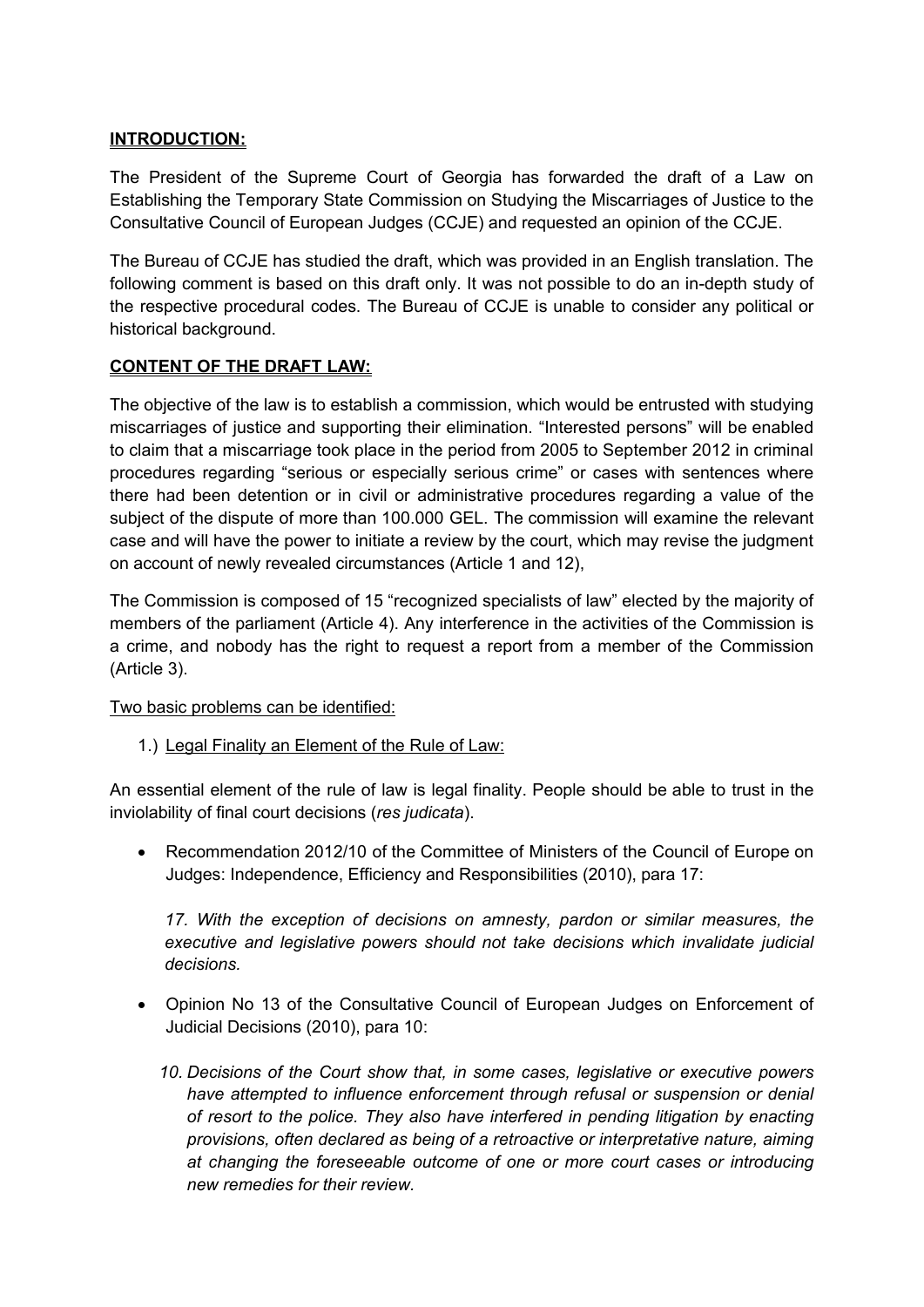**<u>INTRODUCTION:</u>**

The President of the Supreme Court of Georgia has forwarded the draft of a Law on Establishing the Temporary State Commission on Studying the Miscarriages of Justice to the Consultative Council of European Judges (CCJE) and requested an opinion of the CCJE.

The Bureau of CCJE has studied the draft, which was provided in an English translation. The following comment is based on this draft only. It was not possible to do an in-depth study of the respective procedural codes. The Bureau of CCJE is unable to consider any political or historical background.

**<u>CONTENT OF THE DRAFT LAW:</u>**

The objective of the law is to establish a commission, which would be entrusted with studying miscarriages of justice and supporting their elimination. "Interested persons" will be enabled to claim that a miscarriage took place in the period from 2005 to September 2012 in criminal procedures regarding "serious or especially serious crime" or cases with sentences where there had been detention or in civil or administrative procedures regarding a value of the subject of the dispute of more than 100.000 GEL. The commission will examine the relevant case and will have the power to initiate a review by the court, which may revise the judgment on account of newly revealed circumstances (Article 1 and 12),

The Commission is composed of 15 "recognized specialists of law" elected by the majority of members of the parliament (Article 4). Any interference in the activities of the Commission is a crime, and nobody has the right to request a report from a member of the Commission (Article 3).

<u>Two basic problems can be identified:</u>

1.) <u>Legal Finality an Element of the Rule of Law:</u>

An essential element of the rule of law is legal finality. People should be able to trust in the inviolability of final court decisions (*res judicata*).

- Recommendation 2012/10 of the Committee of Ministers of the Council of Europe on Judges: Independence, Efficiency and Responsibilities (2010), para 17:

  *17. With the exception of decisions on amnesty, pardon or similar measures, the executive and legislative powers should not take decisions which invalidate judicial decisions.*

- Opinion No 13 of the Consultative Council of European Judges on Enforcement of Judicial Decisions (2010), para 10:

  *10. Decisions of the Court show that, in some cases, legislative or executive powers have attempted to influence enforcement through refusal or suspension or denial of resort to the police. They also have interfered in pending litigation by enacting provisions, often declared as being of a retroactive or interpretative nature, aiming at changing the foreseeable outcome of one or more court cases or introducing new remedies for their review.*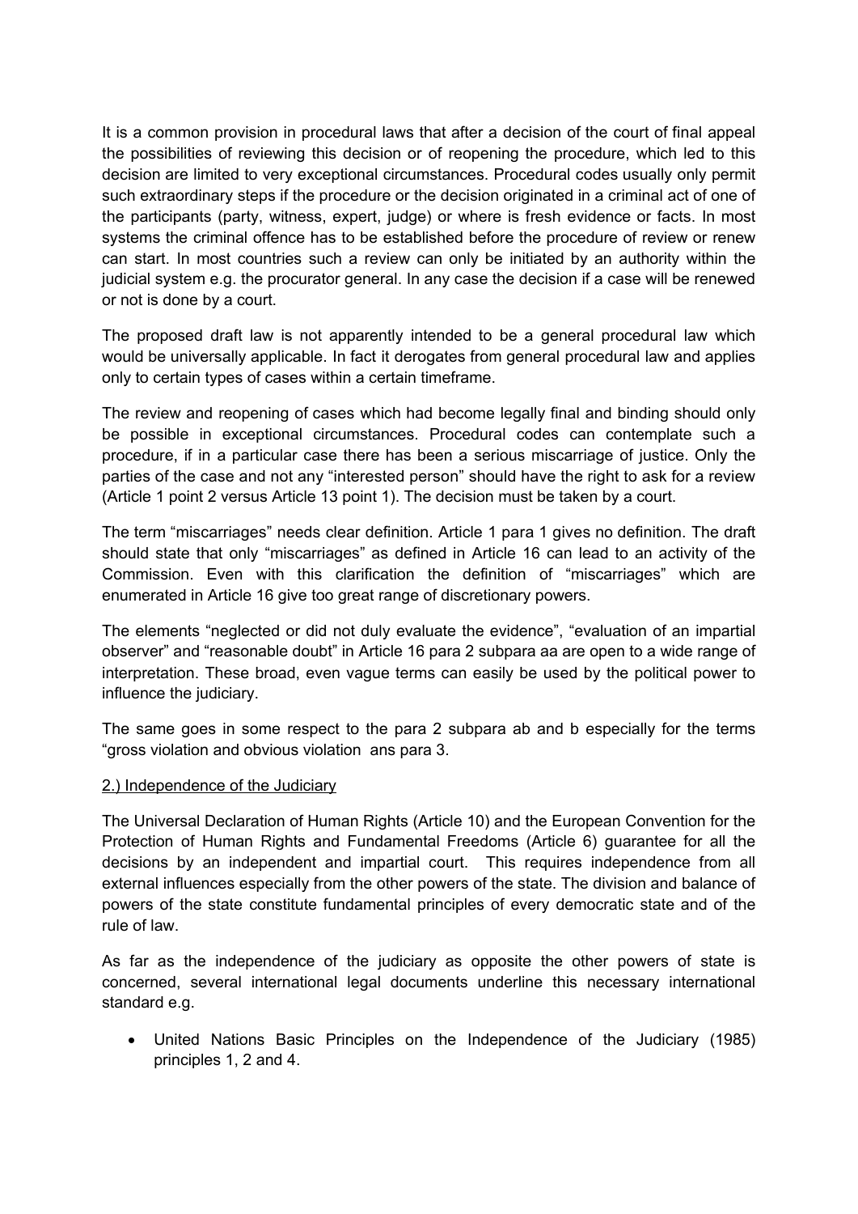It is a common provision in procedural laws that after a decision of the court of final appeal the possibilities of reviewing this decision or of reopening the procedure, which led to this decision are limited to very exceptional circumstances. Procedural codes usually only permit such extraordinary steps if the procedure or the decision originated in a criminal act of one of the participants (party, witness, expert, judge) or where is fresh evidence or facts. In most systems the criminal offence has to be established before the procedure of review or renew can start. In most countries such a review can only be initiated by an authority within the judicial system e.g. the procurator general. In any case the decision if a case will be renewed or not is done by a court.

The proposed draft law is not apparently intended to be a general procedural law which would be universally applicable. In fact it derogates from general procedural law and applies only to certain types of cases within a certain timeframe.

The review and reopening of cases which had become legally final and binding should only be possible in exceptional circumstances. Procedural codes can contemplate such a procedure, if in a particular case there has been a serious miscarriage of justice. Only the parties of the case and not any "interested person" should have the right to ask for a review (Article 1 point 2 versus Article 13 point 1). The decision must be taken by a court.

The term "miscarriages" needs clear definition. Article 1 para 1 gives no definition. The draft should state that only "miscarriages" as defined in Article 16 can lead to an activity of the Commission. Even with this clarification the definition of "miscarriages" which are enumerated in Article 16 give too great range of discretionary powers.

The elements "neglected or did not duly evaluate the evidence", "evaluation of an impartial observer" and "reasonable doubt" in Article 16 para 2 subpara aa are open to a wide range of interpretation. These broad, even vague terms can easily be used by the political power to influence the judiciary.

The same goes in some respect to the para 2 subpara ab and b especially for the terms "gross violation and obvious violation ans para 3.

2.) Independence of the Judiciary

The Universal Declaration of Human Rights (Article 10) and the European Convention for the Protection of Human Rights and Fundamental Freedoms (Article 6) guarantee for all the decisions by an independent and impartial court. This requires independence from all external influences especially from the other powers of the state. The division and balance of powers of the state constitute fundamental principles of every democratic state and of the rule of law.

As far as the independence of the judiciary as opposite the other powers of state is concerned, several international legal documents underline this necessary international standard e.g.

- United Nations Basic Principles on the Independence of the Judiciary (1985) principles 1, 2 and 4.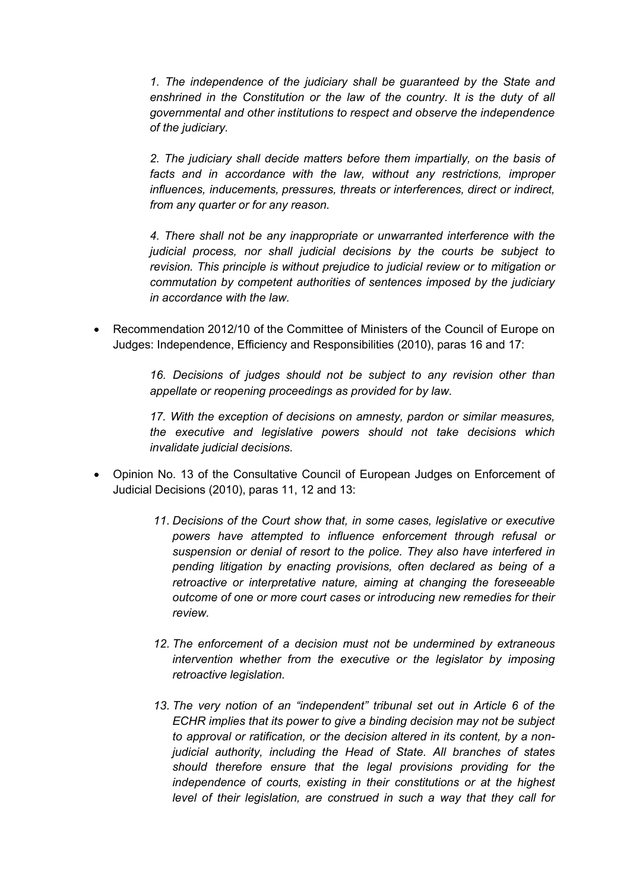*1. The independence of the judiciary shall be guaranteed by the State and enshrined in the Constitution or the law of the country. It is the duty of all governmental and other institutions to respect and observe the independence of the judiciary.*

*2. The judiciary shall decide matters before them impartially, on the basis of facts and in accordance with the law, without any restrictions, improper influences, inducements, pressures, threats or interferences, direct or indirect, from any quarter or for any reason.*

*4. There shall not be any inappropriate or unwarranted interference with the judicial process, nor shall judicial decisions by the courts be subject to revision. This principle is without prejudice to judicial review or to mitigation or commutation by competent authorities of sentences imposed by the judiciary in accordance with the law.*

- Recommendation 2012/10 of the Committee of Ministers of the Council of Europe on Judges: Independence, Efficiency and Responsibilities (2010), paras 16 and 17:

  *16. Decisions of judges should not be subject to any revision other than appellate or reopening proceedings as provided for by law.*

  *17. With the exception of decisions on amnesty, pardon or similar measures, the executive and legislative powers should not take decisions which invalidate judicial decisions.*

- Opinion No. 13 of the Consultative Council of European Judges on Enforcement of Judicial Decisions (2010), paras 11, 12 and 13:

  *11. Decisions of the Court show that, in some cases, legislative or executive powers have attempted to influence enforcement through refusal or suspension or denial of resort to the police. They also have interfered in pending litigation by enacting provisions, often declared as being of a retroactive or interpretative nature, aiming at changing the foreseeable outcome of one or more court cases or introducing new remedies for their review.*

  *12. The enforcement of a decision must not be undermined by extraneous intervention whether from the executive or the legislator by imposing retroactive legislation.*

  *13. The very notion of an "independent" tribunal set out in Article 6 of the ECHR implies that its power to give a binding decision may not be subject to approval or ratification, or the decision altered in its content, by a non-judicial authority, including the Head of State. All branches of states should therefore ensure that the legal provisions providing for the independence of courts, existing in their constitutions or at the highest level of their legislation, are construed in such a way that they call for*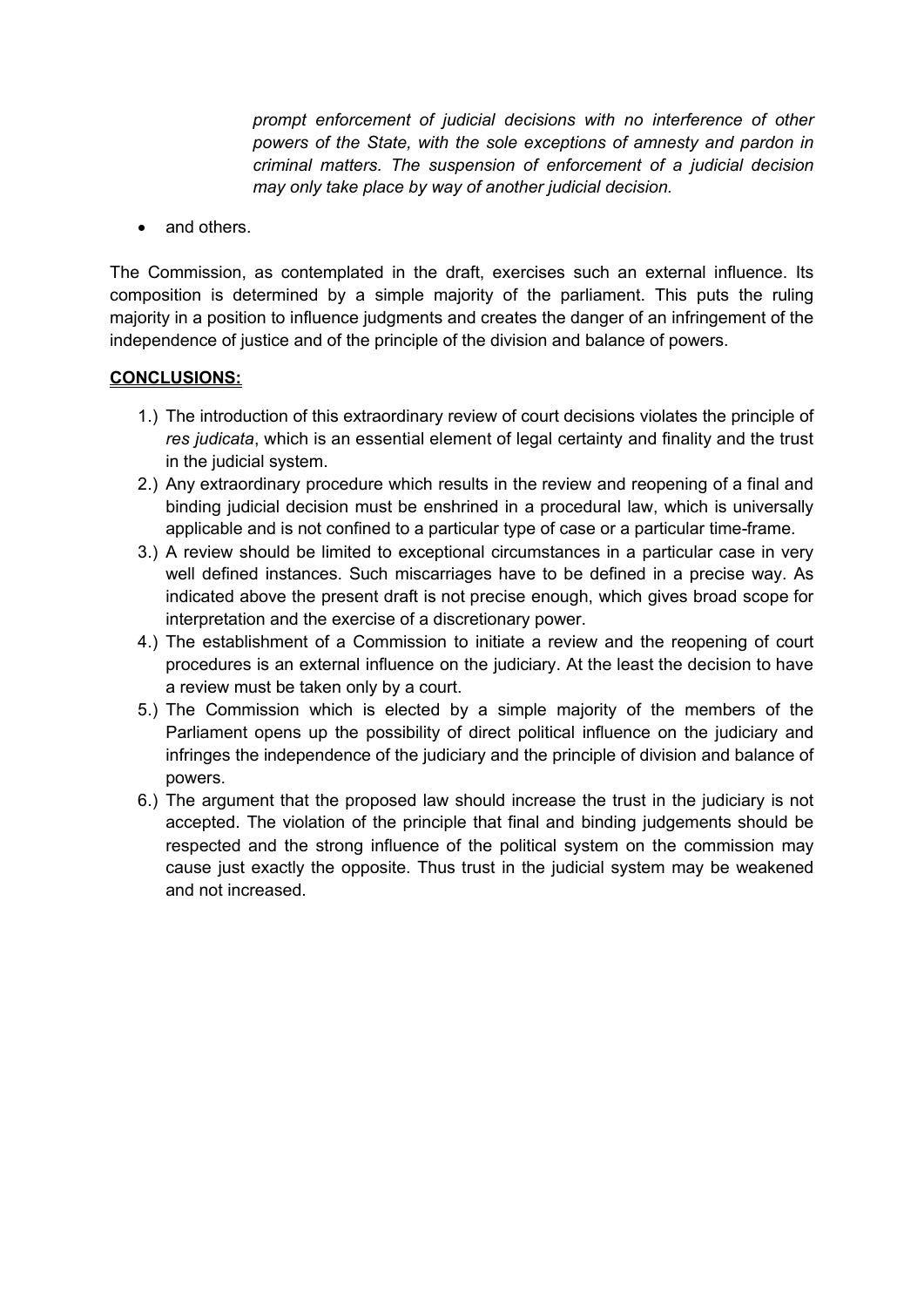*prompt enforcement of judicial decisions with no interference of other powers of the State, with the sole exceptions of amnesty and pardon in criminal matters. The suspension of enforcement of a judicial decision may only take place by way of another judicial decision.*

- and others.

The Commission, as contemplated in the draft, exercises such an external influence. Its composition is determined by a simple majority of the parliament. This puts the ruling majority in a position to influence judgments and creates the danger of an infringement of the independence of justice and of the principle of the division and balance of powers.

**CONCLUSIONS:**

1.) The introduction of this extraordinary review of court decisions violates the principle of *res judicata*, which is an essential element of legal certainty and finality and the trust in the judicial system.
2.) Any extraordinary procedure which results in the review and reopening of a final and binding judicial decision must be enshrined in a procedural law, which is universally applicable and is not confined to a particular type of case or a particular time-frame.
3.) A review should be limited to exceptional circumstances in a particular case in very well defined instances. Such miscarriages have to be defined in a precise way. As indicated above the present draft is not precise enough, which gives broad scope for interpretation and the exercise of a discretionary power.
4.) The establishment of a Commission to initiate a review and the reopening of court procedures is an external influence on the judiciary. At the least the decision to have a review must be taken only by a court.
5.) The Commission which is elected by a simple majority of the members of the Parliament opens up the possibility of direct political influence on the judiciary and infringes the independence of the judiciary and the principle of division and balance of powers.
6.) The argument that the proposed law should increase the trust in the judiciary is not accepted. The violation of the principle that final and binding judgements should be respected and the strong influence of the political system on the commission may cause just exactly the opposite. Thus trust in the judicial system may be weakened and not increased.